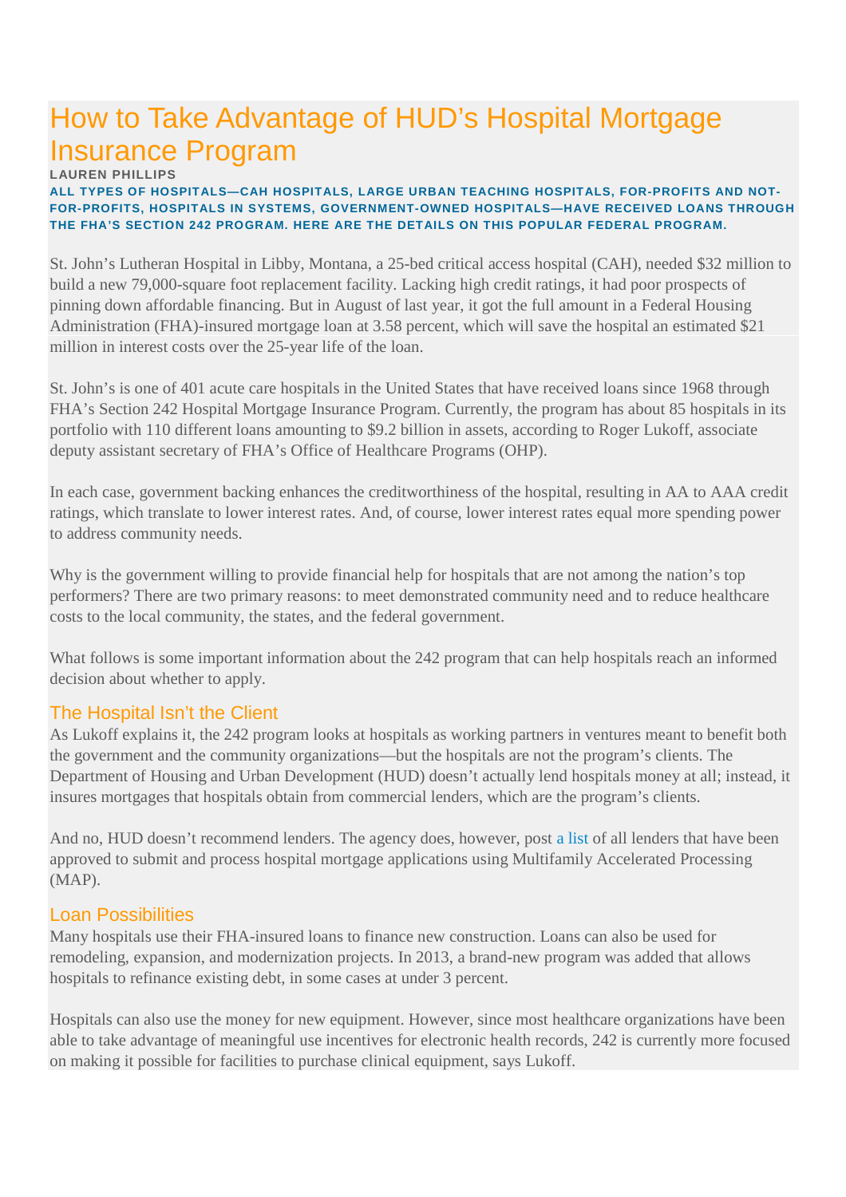# How to Take Advantage of HUD's Hospital Mortgage Insurance Program

**LAUREN PHILLIPS**

**ALL TYPES OF HOSPITALS—CAH HOSPITALS, LARGE URBAN TEACHING HOSPITALS, FOR-PROFITS AND NOT-FOR-PROFITS, HOSPITALS IN SYSTEMS, GOVERNMENT-OWNED HOSPITALS—HAVE RECEIVED LOANS THROUGH THE FHA'S SECTION 242 PROGRAM. HERE ARE THE DETAILS ON THIS POPULAR FEDERAL PROGRAM.**

St. John's Lutheran Hospital in Libby, Montana, a 25-bed critical access hospital (CAH), needed $32 million to build a new 79,000-square foot replacement facility. Lacking high credit ratings, it had poor prospects of pinning down affordable financing. But in August of last year, it got the full amount in a Federal Housing Administration (FHA)-insured mortgage loan at 3.58 percent, which will save the hospital an estimated $21 million in interest costs over the 25-year life of the loan.

St. John's is one of 401 acute care hospitals in the United States that have received loans since 1968 through FHA's Section 242 Hospital Mortgage Insurance Program. Currently, the program has about 85 hospitals in its portfolio with 110 different loans amounting to $9.2 billion in assets, according to Roger Lukoff, associate deputy assistant secretary of FHA's Office of Healthcare Programs (OHP).

In each case, government backing enhances the creditworthiness of the hospital, resulting in AA to AAA credit ratings, which translate to lower interest rates. And, of course, lower interest rates equal more spending power to address community needs.

Why is the government willing to provide financial help for hospitals that are not among the nation's top performers? There are two primary reasons: to meet demonstrated community need and to reduce healthcare costs to the local community, the states, and the federal government.

What follows is some important information about the 242 program that can help hospitals reach an informed decision about whether to apply.

## The Hospital Isn't the Client

As Lukoff explains it, the 242 program looks at hospitals as working partners in ventures meant to benefit both the government and the community organizations—but the hospitals are not the program's clients. The Department of Housing and Urban Development (HUD) doesn't actually lend hospitals money at all; instead, it insures mortgages that hospitals obtain from commercial lenders, which are the program's clients.

And no, HUD doesn't recommend lenders. The agency does, however, post a list of all lenders that have been approved to submit and process hospital mortgage applications using Multifamily Accelerated Processing (MAP).

## Loan Possibilities

Many hospitals use their FHA-insured loans to finance new construction. Loans can also be used for remodeling, expansion, and modernization projects. In 2013, a brand-new program was added that allows hospitals to refinance existing debt, in some cases at under 3 percent.

Hospitals can also use the money for new equipment. However, since most healthcare organizations have been able to take advantage of meaningful use incentives for electronic health records, 242 is currently more focused on making it possible for facilities to purchase clinical equipment, says Lukoff.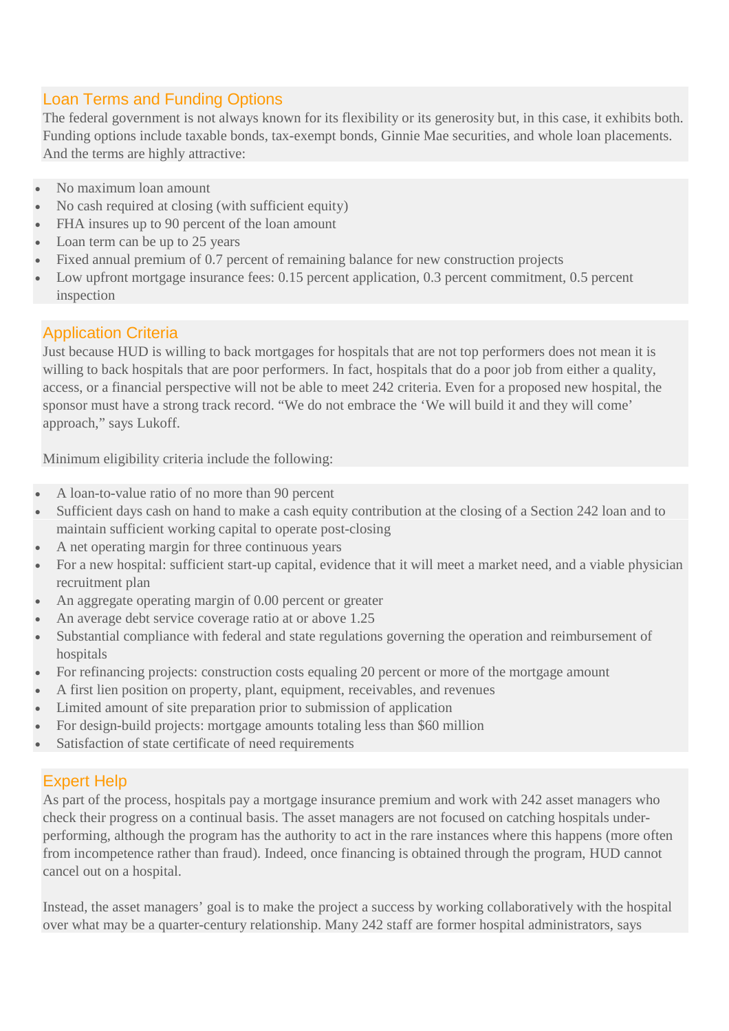## Loan Terms and Funding Options

The federal government is not always known for its flexibility or its generosity but, in this case, it exhibits both. Funding options include taxable bonds, tax-exempt bonds, Ginnie Mae securities, and whole loan placements. And the terms are highly attractive:

- No maximum loan amount
- No cash required at closing (with sufficient equity)
- FHA insures up to 90 percent of the loan amount
- Loan term can be up to 25 years
- Fixed annual premium of 0.7 percent of remaining balance for new construction projects
- Low upfront mortgage insurance fees: 0.15 percent application, 0.3 percent commitment, 0.5 percent inspection

## Application Criteria

Just because HUD is willing to back mortgages for hospitals that are not top performers does not mean it is willing to back hospitals that are poor performers. In fact, hospitals that do a poor job from either a quality, access, or a financial perspective will not be able to meet 242 criteria. Even for a proposed new hospital, the sponsor must have a strong track record. “We do not embrace the ‘We will build it and they will come’ approach,” says Lukoff.

Minimum eligibility criteria include the following:

- A loan-to-value ratio of no more than 90 percent
- Sufficient days cash on hand to make a cash equity contribution at the closing of a Section 242 loan and to maintain sufficient working capital to operate post-closing
- A net operating margin for three continuous years
- For a new hospital: sufficient start-up capital, evidence that it will meet a market need, and a viable physician recruitment plan
- An aggregate operating margin of 0.00 percent or greater
- An average debt service coverage ratio at or above 1.25
- Substantial compliance with federal and state regulations governing the operation and reimbursement of hospitals
- For refinancing projects: construction costs equaling 20 percent or more of the mortgage amount
- A first lien position on property, plant, equipment, receivables, and revenues
- Limited amount of site preparation prior to submission of application
- For design-build projects: mortgage amounts totaling less than $60 million
- Satisfaction of state certificate of need requirements

## Expert Help

As part of the process, hospitals pay a mortgage insurance premium and work with 242 asset managers who check their progress on a continual basis. The asset managers are not focused on catching hospitals under-performing, although the program has the authority to act in the rare instances where this happens (more often from incompetence rather than fraud). Indeed, once financing is obtained through the program, HUD cannot cancel out on a hospital.

Instead, the asset managers’ goal is to make the project a success by working collaboratively with the hospital over what may be a quarter-century relationship. Many 242 staff are former hospital administrators, says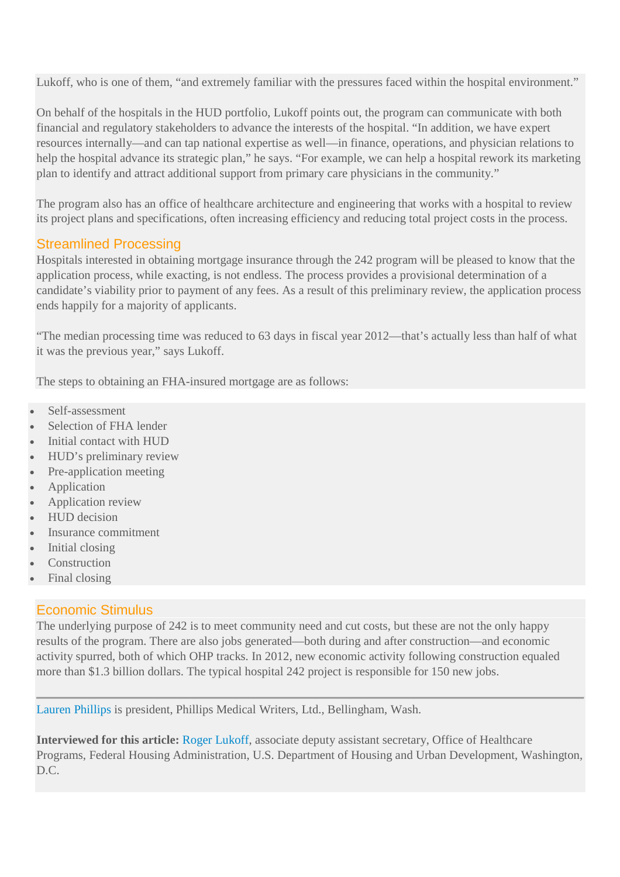Lukoff, who is one of them, “and extremely familiar with the pressures faced within the hospital environment.”

On behalf of the hospitals in the HUD portfolio, Lukoff points out, the program can communicate with both financial and regulatory stakeholders to advance the interests of the hospital. “In addition, we have expert resources internally—and can tap national expertise as well—in finance, operations, and physician relations to help the hospital advance its strategic plan,” he says. “For example, we can help a hospital rework its marketing plan to identify and attract additional support from primary care physicians in the community.”

The program also has an office of healthcare architecture and engineering that works with a hospital to review its project plans and specifications, often increasing efficiency and reducing total project costs in the process.

## Streamlined Processing

Hospitals interested in obtaining mortgage insurance through the 242 program will be pleased to know that the application process, while exacting, is not endless. The process provides a provisional determination of a candidate’s viability prior to payment of any fees. As a result of this preliminary review, the application process ends happily for a majority of applicants.

“The median processing time was reduced to 63 days in fiscal year 2012—that’s actually less than half of what it was the previous year,” says Lukoff.

The steps to obtaining an FHA-insured mortgage are as follows:

- Self-assessment
- Selection of FHA lender
- Initial contact with HUD
- HUD’s preliminary review
- Pre-application meeting
- Application
- Application review
- HUD decision
- Insurance commitment
- Initial closing
- Construction
- Final closing

## Economic Stimulus

The underlying purpose of 242 is to meet community need and cut costs, but these are not the only happy results of the program. There are also jobs generated—both during and after construction—and economic activity spurred, both of which OHP tracks. In 2012, new economic activity following construction equaled more than $1.3 billion dollars. The typical hospital 242 project is responsible for 150 new jobs.

---

Lauren Phillips is president, Phillips Medical Writers, Ltd., Bellingham, Wash.

**Interviewed for this article:** Roger Lukoff, associate deputy assistant secretary, Office of Healthcare Programs, Federal Housing Administration, U.S. Department of Housing and Urban Development, Washington, D.C.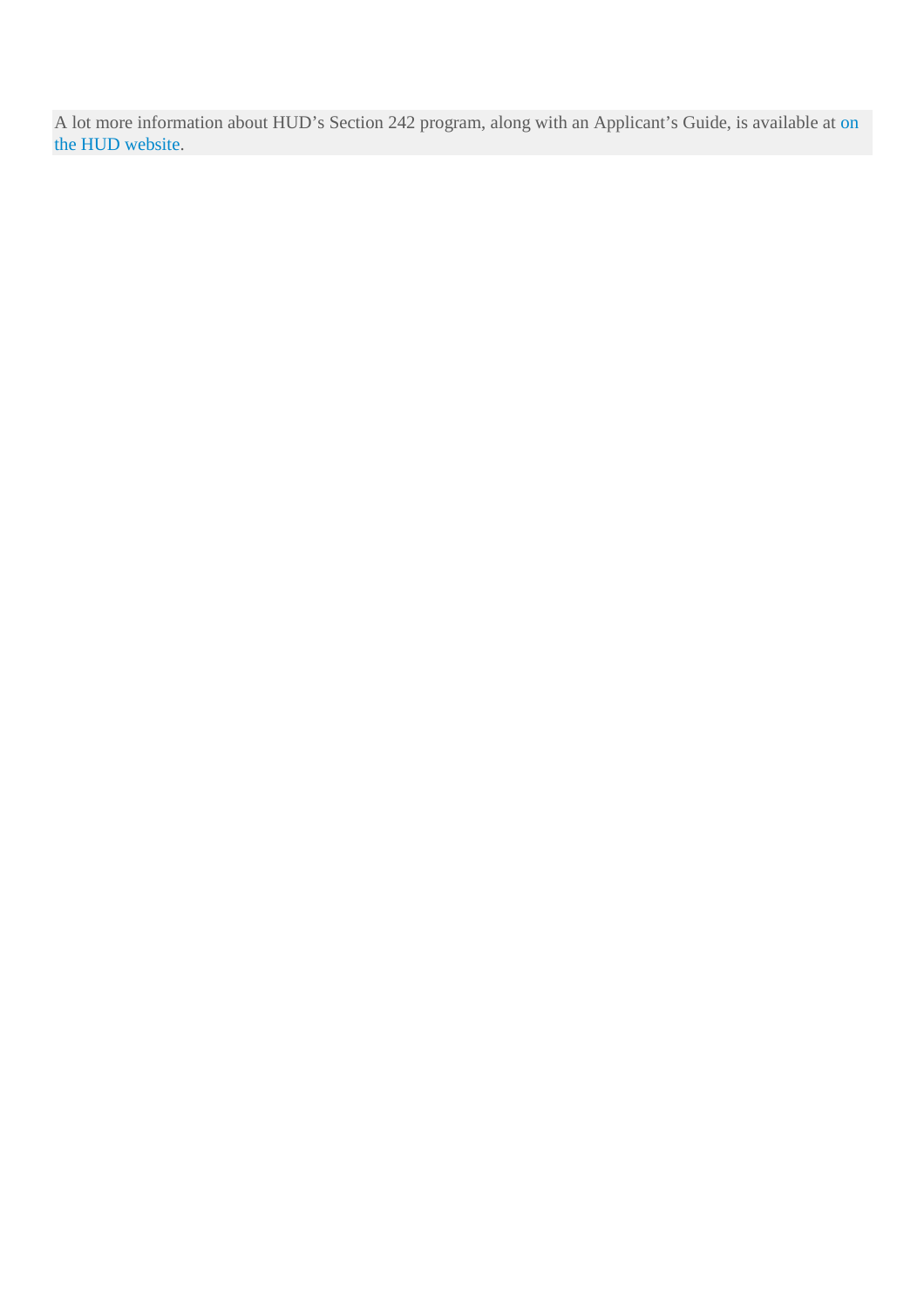A lot more information about HUD's Section 242 program, along with an Applicant's Guide, is available at on the HUD website.